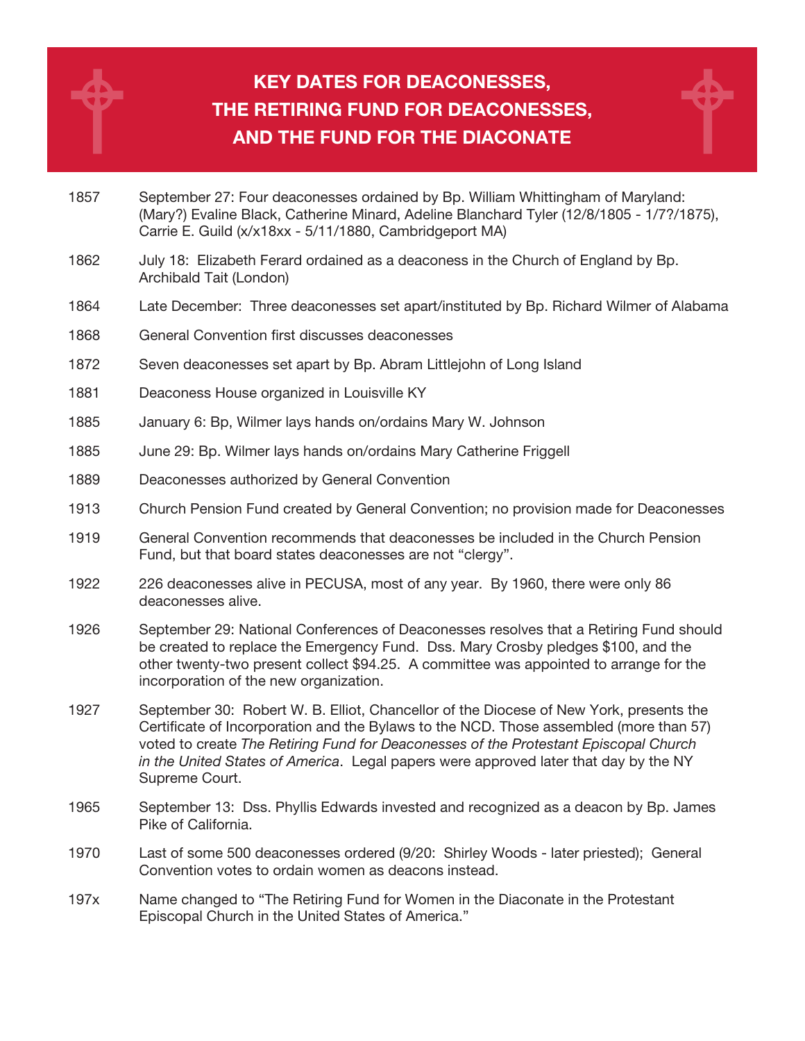# KEY DATES FOR DEACONESSES, THE RETIRING FUND FOR DEACONESSES, AND THE FUND FOR THE DIACONATE

| | |
|---|---|
| 1857 | September 27: Four deaconesses ordained by Bp. William Whittingham of Maryland: (Mary?) Evaline Black, Catherine Minard, Adeline Blanchard Tyler (12/8/1805 - 1/7?/1875), Carrie E. Guild (x/x18xx - 5/11/1880, Cambridgeport MA) |
| 1862 | July 18: Elizabeth Ferard ordained as a deaconess in the Church of England by Bp. Archibald Tait (London) |
| 1864 | Late December: Three deaconesses set apart/instituted by Bp. Richard Wilmer of Alabama |
| 1868 | General Convention first discusses deaconesses |
| 1872 | Seven deaconesses set apart by Bp. Abram Littlejohn of Long Island |
| 1881 | Deaconess House organized in Louisville KY |
| 1885 | January 6: Bp, Wilmer lays hands on/ordains Mary W. Johnson |
| 1885 | June 29: Bp. Wilmer lays hands on/ordains Mary Catherine Friggell |
| 1889 | Deaconesses authorized by General Convention |
| 1913 | Church Pension Fund created by General Convention; no provision made for Deaconesses |
| 1919 | General Convention recommends that deaconesses be included in the Church Pension Fund, but that board states deaconesses are not "clergy". |
| 1922 | 226 deaconesses alive in PECUSA, most of any year. By 1960, there were only 86 deaconesses alive. |
| 1926 | September 29: National Conferences of Deaconesses resolves that a Retiring Fund should be created to replace the Emergency Fund. Dss. Mary Crosby pledges $100, and the other twenty-two present collect $94.25. A committee was appointed to arrange for the incorporation of the new organization. |
| 1927 | September 30: Robert W. B. Elliot, Chancellor of the Diocese of New York, presents the Certificate of Incorporation and the Bylaws to the NCD. Those assembled (more than 57) voted to create *The Retiring Fund for Deaconesses of the Protestant Episcopal Church in the United States of America*. Legal papers were approved later that day by the NY Supreme Court. |
| 1965 | September 13: Dss. Phyllis Edwards invested and recognized as a deacon by Bp. James Pike of California. |
| 1970 | Last of some 500 deaconesses ordered (9/20: Shirley Woods - later priested); General Convention votes to ordain women as deacons instead. |
| 197x | Name changed to "The Retiring Fund for Women in the Diaconate in the Protestant Episcopal Church in the United States of America." |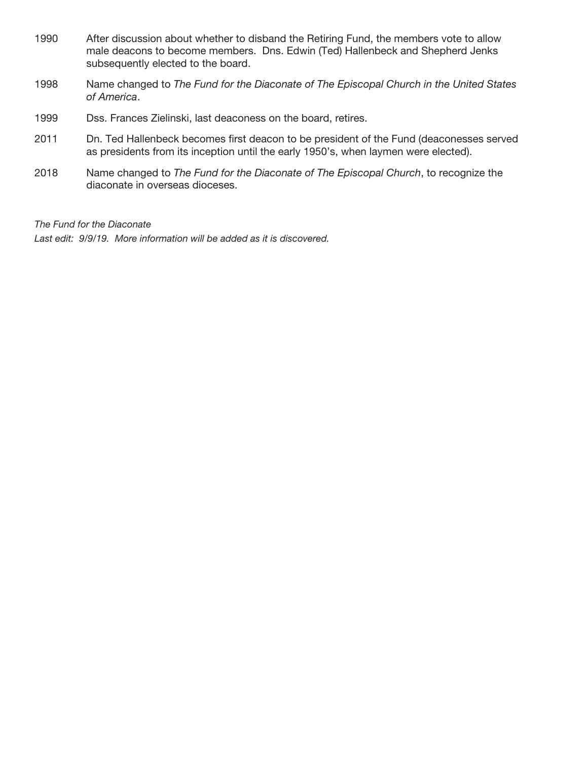1990 After discussion about whether to disband the Retiring Fund, the members vote to allow male deacons to become members. Dns. Edwin (Ted) Hallenbeck and Shepherd Jenks subsequently elected to the board.

1998 Name changed to *The Fund for the Diaconate of The Episcopal Church in the United States of America*.

1999 Dss. Frances Zielinski, last deaconess on the board, retires.

2011 Dn. Ted Hallenbeck becomes first deacon to be president of the Fund (deaconesses served as presidents from its inception until the early 1950's, when laymen were elected).

2018 Name changed to *The Fund for the Diaconate of The Episcopal Church*, to recognize the diaconate in overseas dioceses.

*The Fund for the Diaconate*

*Last edit: 9/9/19. More information will be added as it is discovered.*